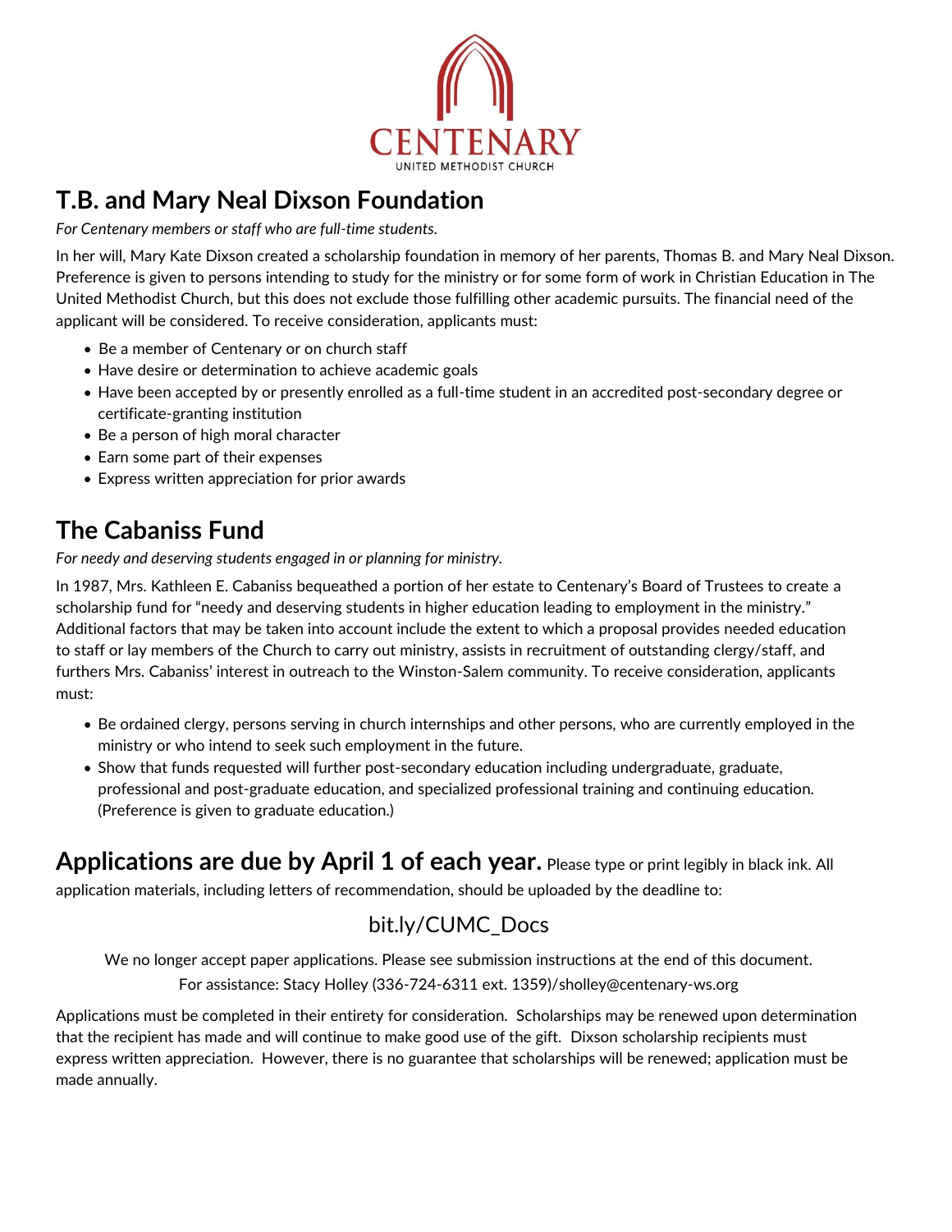CENTENARY

UNITED METHODIST CHURCH

## T.B. and Mary Neal Dixson Foundation

*For Centenary members or staff who are full-time students.*

In her will, Mary Kate Dixson created a scholarship foundation in memory of her parents, Thomas B. and Mary Neal Dixson. Preference is given to persons intending to study for the ministry or for some form of work in Christian Education in The United Methodist Church, but this does not exclude those fulfilling other academic pursuits. The financial need of the applicant will be considered. To receive consideration, applicants must:

- Be a member of Centenary or on church staff
- Have desire or determination to achieve academic goals
- Have been accepted by or presently enrolled as a full-time student in an accredited post-secondary degree or certificate-granting institution
- Be a person of high moral character
- Earn some part of their expenses
- Express written appreciation for prior awards

## The Cabaniss Fund

*For needy and deserving students engaged in or planning for ministry.*

In 1987, Mrs. Kathleen E. Cabaniss bequeathed a portion of her estate to Centenary's Board of Trustees to create a scholarship fund for "needy and deserving students in higher education leading to employment in the ministry." Additional factors that may be taken into account include the extent to which a proposal provides needed education to staff or lay members of the Church to carry out ministry, assists in recruitment of outstanding clergy/staff, and furthers Mrs. Cabaniss' interest in outreach to the Winston-Salem community. To receive consideration, applicants must:

- Be ordained clergy, persons serving in church internships and other persons, who are currently employed in the ministry or who intend to seek such employment in the future.
- Show that funds requested will further post-secondary education including undergraduate, graduate, professional and post-graduate education, and specialized professional training and continuing education. (Preference is given to graduate education.)

**Applications are due by April 1 of each year.** Please type or print legibly in black ink. All application materials, including letters of recommendation, should be uploaded by the deadline to:

bit.ly/CUMC_Docs

We no longer accept paper applications. Please see submission instructions at the end of this document.
For assistance: Stacy Holley (336-724-6311 ext. 1359)/sholley@centenary-ws.org

Applications must be completed in their entirety for consideration. Scholarships may be renewed upon determination that the recipient has made and will continue to make good use of the gift. Dixson scholarship recipients must express written appreciation. However, there is no guarantee that scholarships will be renewed; application must be made annually.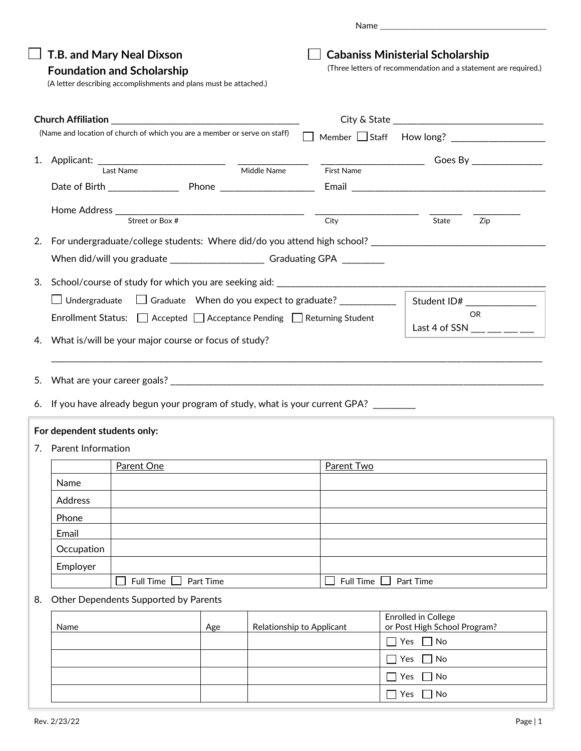Name ______________________________________

☐ **T.B. and Mary Neal Dixson Foundation and Scholarship**
(A letter describing accomplishments and plans must be attached.)

☐ **Cabaniss Ministerial Scholarship**
(Three letters of recommendation and a statement are required.)

**Church Affiliation** ______________________________________ City & State ______________________________
(Name and location of church of which you are a member or serve on staff) ☐ Member ☐ Staff How long? __________________

1. Applicant: _________________________ (Last Name) ______________ (Middle Name) ____________________ (First Name) Goes By _____________

   Date of Birth ______________ Phone __________________ Email ________________________________________

   Home Address ______________________________________ (Street or Box #) ____________________ (City) _______ (State) _________ (Zip)

2. For undergraduate/college students: Where did/do you attend high school? ___________________________________

   When did/will you graduate __________________ Graduating GPA ________

3. School/course of study for which you are seeking aid: ______________________________________________________

   ☐ Undergraduate ☐ Graduate When do you expect to graduate? ___________

   Enrollment Status: ☐ Accepted ☐ Acceptance Pending ☐ Returning Student

   Student ID# ______________
   OR
   Last 4 of SSN ___ ___ ___ ___

4. What is/will be your major course or focus of study?

   ____________________________________________________________________________________________

5. What are your career goals? ___________________________________________________________________________

6. If you have already begun your program of study, what is your current GPA? ________

**For dependent students only:**

7. Parent Information

| | Parent One | Parent Two |
|---|---|---|
| Name | | |
| Address | | |
| Phone | | |
| Email | | |
| Occupation | | |
| Employer | | |
| | ☐ Full Time ☐ Part Time | ☐ Full Time ☐ Part Time |

8. Other Dependents Supported by Parents

| Name | Age | Relationship to Applicant | Enrolled in College or Post High School Program? |
|---|---|---|---|
| | | | ☐ Yes ☐ No |
| | | | ☐ Yes ☐ No |
| | | | ☐ Yes ☐ No |
| | | | ☐ Yes ☐ No |

Rev. 2/23/22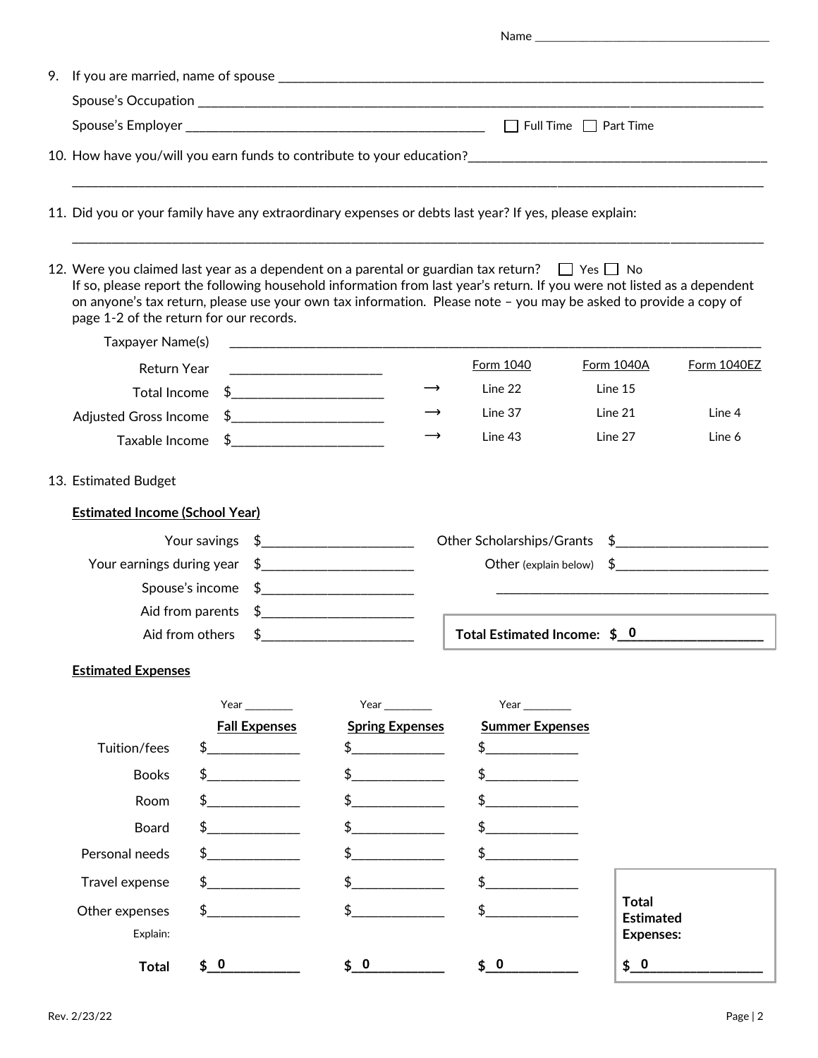Name ______________________________________

9. If you are married, name of spouse ______________________________________________________________________

   Spouse's Occupation ______________________________________________________________________

   Spouse's Employer ____________________________________________ ☐ Full Time ☐ Part Time

10. How have you/will you earn funds to contribute to your education?____________________________________________

    ______________________________________________________________________________________________

11. Did you or your family have any extraordinary expenses or debts last year? If yes, please explain:

    ______________________________________________________________________________________________

12. Were you claimed last year as a dependent on a parental or guardian tax return? ☐ Yes ☐ No
    If so, please report the following household information from last year's return. If you were not listed as a dependent on anyone's tax return, please use your own tax information. Please note – you may be asked to provide a copy of page 1-2 of the return for our records.

    Taxpayer Name(s) ________________________________________________________________________

| | | | Form 1040 | Form 1040A | Form 1040EZ |
|---|---|---|---|---|---|
| Return Year | ______________________ | | | | |
| Total Income | $______________________ | → | Line 22 | Line 15 | |
| Adjusted Gross Income | $______________________ | → | Line 37 | Line 21 | Line 4 |
| Taxable Income | $______________________ | → | Line 43 | Line 27 | Line 6 |

13. Estimated Budget

**Estimated Income (School Year)**

| | | | |
|---|---|---|---|
| Your savings | $______________________ | Other Scholarships/Grants | $______________________ |
| Your earnings during year | $______________________ | Other (explain below) | $______________________ |
| Spouse's income | $______________________ | | ________________________________________ |
| Aid from parents | $______________________ | | |
| Aid from others | $______________________ | **Total Estimated Income:** | **$ 0** |

**Estimated Expenses**

| | Year ________ **Fall Expenses** | Year ________ **Spring Expenses** | Year ________ **Summer Expenses** |
|---|---|---|---|
| Tuition/fees | $_____________ | $_____________ | $_____________ |
| Books | $_____________ | $_____________ | $_____________ |
| Room | $_____________ | $_____________ | $_____________ |
| Board | $_____________ | $_____________ | $_____________ |
| Personal needs | $_____________ | $_____________ | $_____________ |
| Travel expense | $_____________ | $_____________ | $_____________ |
| Other expenses | $_____________ | $_____________ | $_____________ |
| Explain: | | | |
| **Total** | **$ 0** | **$ 0** | **$ 0** |

**Total Estimated Expenses:** **$ 0**

Rev. 2/23/22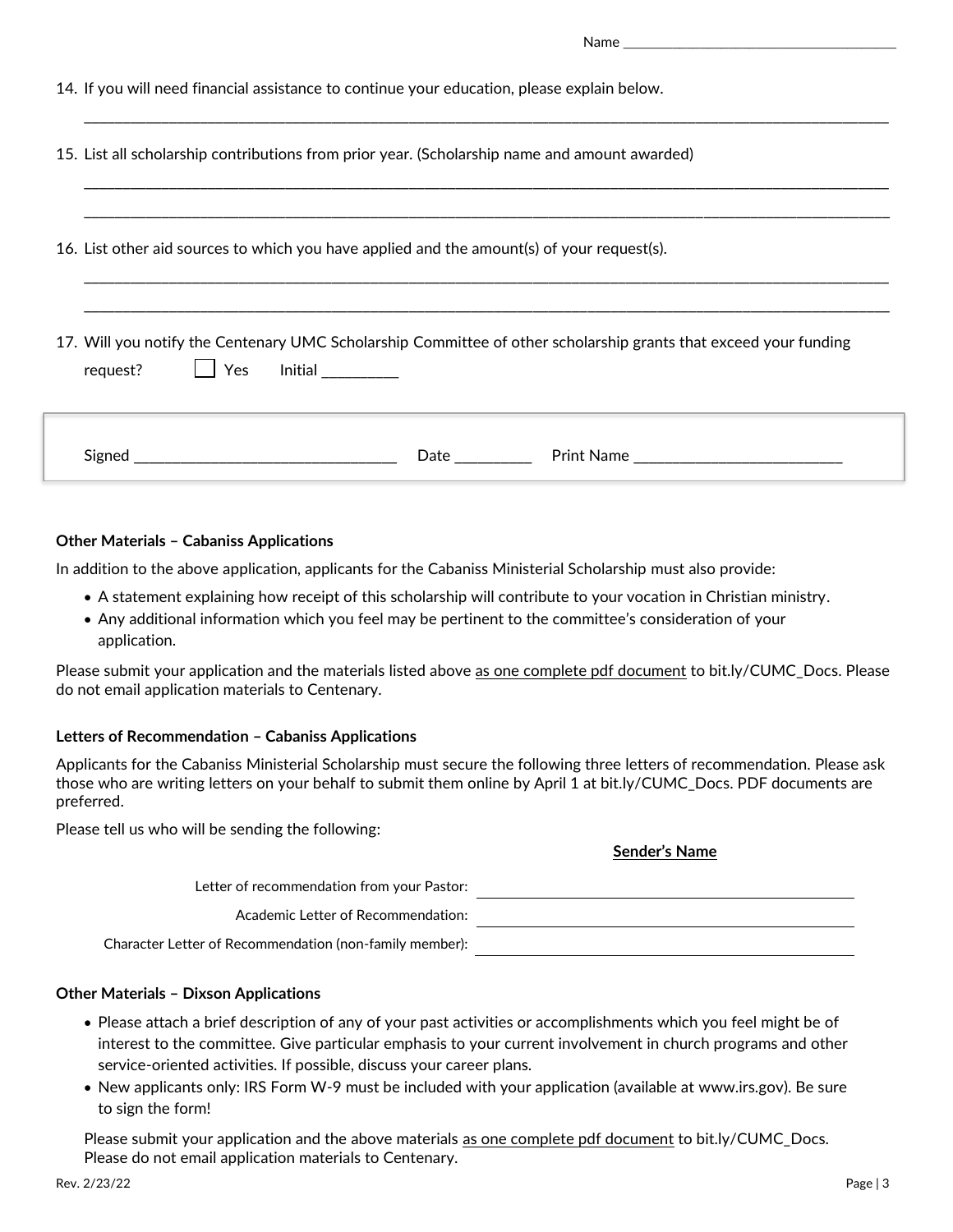Name ______________________________________

14. If you will need financial assistance to continue your education, please explain below.

    ________________________________________________________________________________________

15. List all scholarship contributions from prior year. (Scholarship name and amount awarded)

    ________________________________________________________________________________________

    ________________________________________________________________________________________

16. List other aid sources to which you have applied and the amount(s) of your request(s).

    ________________________________________________________________________________________

    ________________________________________________________________________________________

17. Will you notify the Centenary UMC Scholarship Committee of other scholarship grants that exceed your funding request? ☐ Yes Initial _________

Signed ________________________________ Date _________ Print Name _________________________

**Other Materials – Cabaniss Applications**

In addition to the above application, applicants for the Cabaniss Ministerial Scholarship must also provide:

- A statement explaining how receipt of this scholarship will contribute to your vocation in Christian ministry.
- Any additional information which you feel may be pertinent to the committee's consideration of your application.

Please submit your application and the materials listed above as one complete pdf document to bit.ly/CUMC_Docs. Please do not email application materials to Centenary.

**Letters of Recommendation – Cabaniss Applications**

Applicants for the Cabaniss Ministerial Scholarship must secure the following three letters of recommendation. Please ask those who are writing letters on your behalf to submit them online by April 1 at bit.ly/CUMC_Docs. PDF documents are preferred.

Please tell us who will be sending the following:

| | **Sender's Name** |
|---|---|
| Letter of recommendation from your Pastor: | ______________________________ |
| Academic Letter of Recommendation: | ______________________________ |
| Character Letter of Recommendation (non-family member): | ______________________________ |

**Other Materials – Dixson Applications**

- Please attach a brief description of any of your past activities or accomplishments which you feel might be of interest to the committee. Give particular emphasis to your current involvement in church programs and other service-oriented activities. If possible, discuss your career plans.
- New applicants only: IRS Form W-9 must be included with your application (available at www.irs.gov). Be sure to sign the form!

Please submit your application and the above materials as one complete pdf document to bit.ly/CUMC_Docs. Please do not email application materials to Centenary.

Rev. 2/23/22